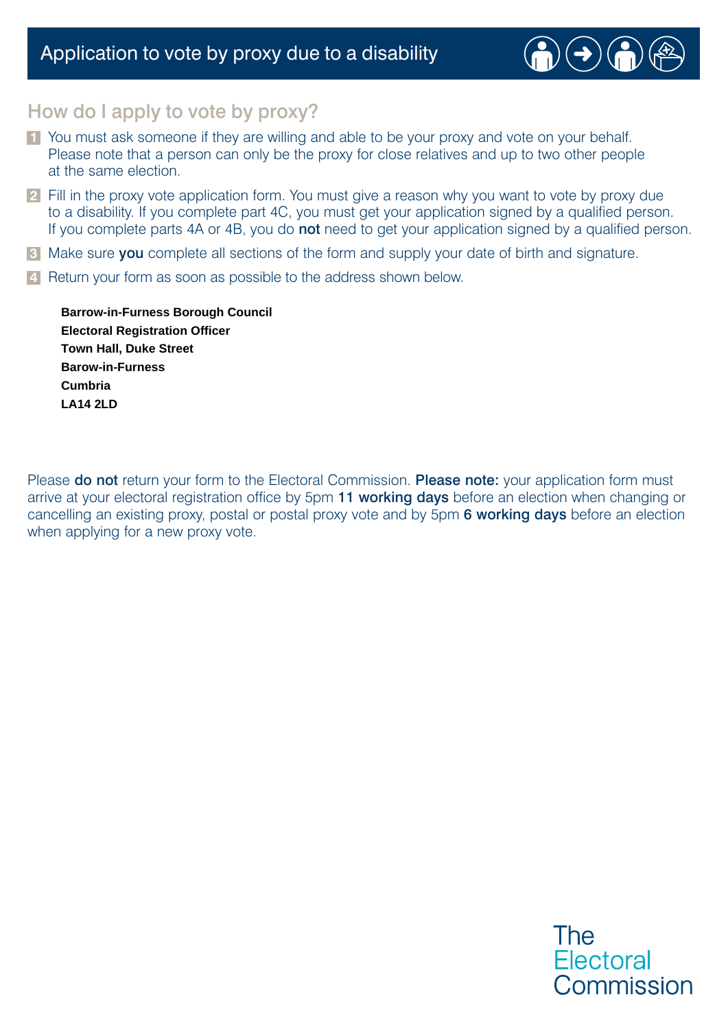# Application to vote by proxy due to a disability

## How do I apply to vote by proxy?

1. You must ask someone if they are willing and able to be your proxy and vote on your behalf. Please note that a person can only be the proxy for close relatives and up to two other people at the same election.
2. Fill in the proxy vote application form. You must give a reason why you want to vote by proxy due to a disability. If you complete part 4C, you must get your application signed by a qualified person. If you complete parts 4A or 4B, you do **not** need to get your application signed by a qualified person.
3. Make sure **you** complete all sections of the form and supply your date of birth and signature.
4. Return your form as soon as possible to the address shown below.

**Barrow-in-Furness Borough Council**
**Electoral Registration Officer**
**Town Hall, Duke Street**
**Barow-in-Furness**
**Cumbria**
**LA14 2LD**

Please **do not** return your form to the Electoral Commission. **Please note:** your application form must arrive at your electoral registration office by 5pm **11 working days** before an election when changing or cancelling an existing proxy, postal or postal proxy vote and by 5pm **6 working days** before an election when applying for a new proxy vote.

The Electoral Commission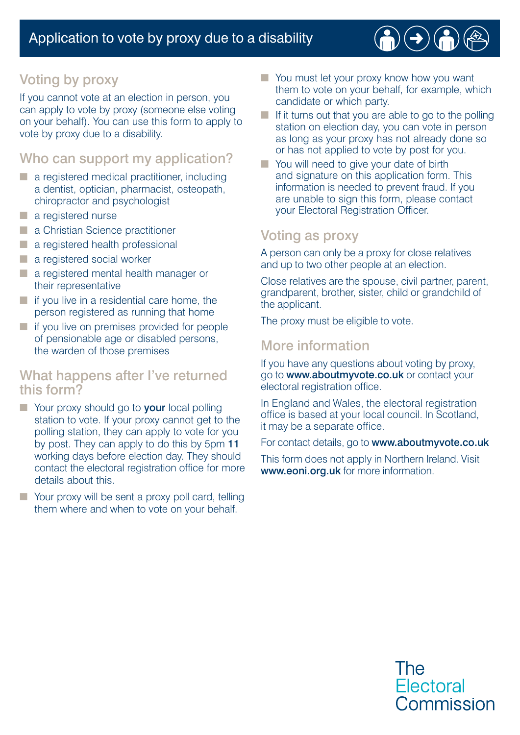# Application to vote by proxy due to a disability

## Voting by proxy

If you cannot vote at an election in person, you can apply to vote by proxy (someone else voting on your behalf). You can use this form to apply to vote by proxy due to a disability.

## Who can support my application?

- a registered medical practitioner, including a dentist, optician, pharmacist, osteopath, chiropractor and psychologist
- a registered nurse
- a Christian Science practitioner
- a registered health professional
- a registered social worker
- a registered mental health manager or their representative
- if you live in a residential care home, the person registered as running that home
- if you live on premises provided for people of pensionable age or disabled persons, the warden of those premises

## What happens after I've returned this form?

- Your proxy should go to **your** local polling station to vote. If your proxy cannot get to the polling station, they can apply to vote for you by post. They can apply to do this by 5pm **11** working days before election day. They should contact the electoral registration office for more details about this.
- Your proxy will be sent a proxy poll card, telling them where and when to vote on your behalf.
- You must let your proxy know how you want them to vote on your behalf, for example, which candidate or which party.
- If it turns out that you are able to go to the polling station on election day, you can vote in person as long as your proxy has not already done so or has not applied to vote by post for you.
- You will need to give your date of birth and signature on this application form. This information is needed to prevent fraud. If you are unable to sign this form, please contact your Electoral Registration Officer.

## Voting as proxy

A person can only be a proxy for close relatives and up to two other people at an election.

Close relatives are the spouse, civil partner, parent, grandparent, brother, sister, child or grandchild of the applicant.

The proxy must be eligible to vote.

## More information

If you have any questions about voting by proxy, go to **www.aboutmyvote.co.uk** or contact your electoral registration office.

In England and Wales, the electoral registration office is based at your local council. In Scotland, it may be a separate office.

For contact details, go to **www.aboutmyvote.co.uk**

This form does not apply in Northern Ireland. Visit **www.eoni.org.uk** for more information.

The Electoral Commission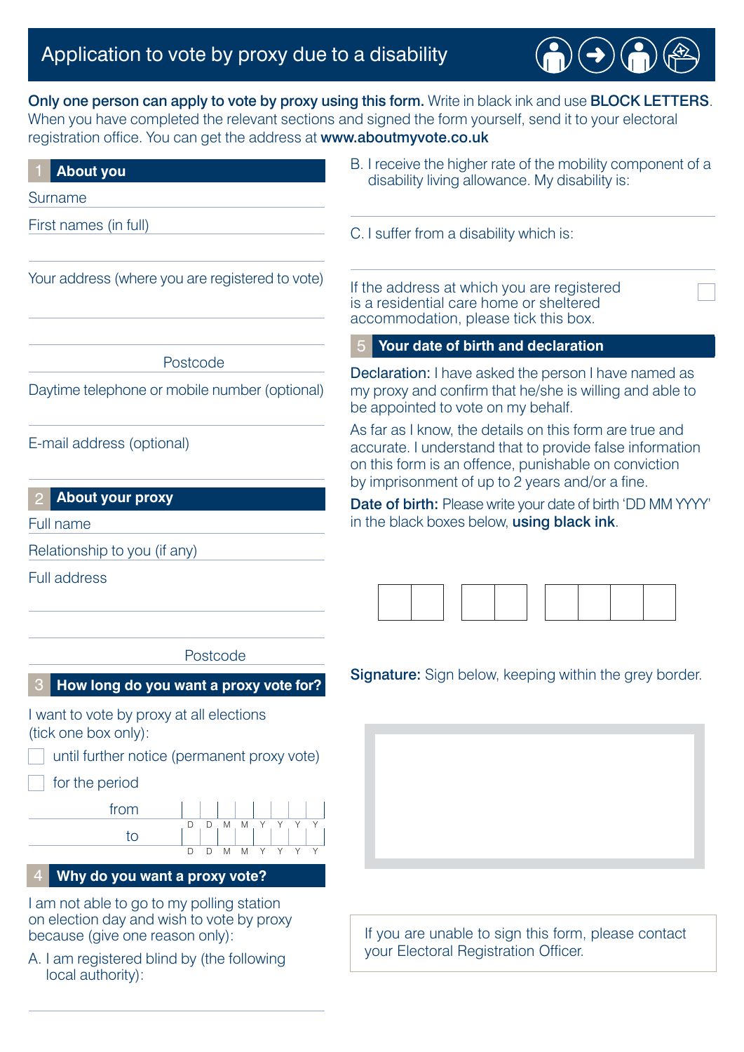# Application to vote by proxy due to a disability

**Only one person can apply to vote by proxy using this form.** Write in black ink and use **BLOCK LETTERS**. When you have completed the relevant sections and signed the form yourself, send it to your electoral registration office. You can get the address at **www.aboutmyvote.co.uk**

## 1 About you

Surname

First names (in full)

Your address (where you are registered to vote)

Postcode

Daytime telephone or mobile number (optional)

E-mail address (optional)

## 2 About your proxy

Full name

Relationship to you (if any)

Full address

Postcode

## 3 How long do you want a proxy vote for?

I want to vote by proxy at all elections (tick one box only):

- ☐ until further notice (permanent proxy vote)
- ☐ for the period

from D D M M Y Y Y Y

to D D M M Y Y Y Y

## 4 Why do you want a proxy vote?

I am not able to go to my polling station on election day and wish to vote by proxy because (give one reason only):

A. I am registered blind by (the following local authority):

B. I receive the higher rate of the mobility component of a disability living allowance. My disability is:

C. I suffer from a disability which is:

If the address at which you are registered is a residential care home or sheltered accommodation, please tick this box. ☐

## 5 Your date of birth and declaration

**Declaration:** I have asked the person I have named as my proxy and confirm that he/she is willing and able to be appointed to vote on my behalf.

As far as I know, the details on this form are true and accurate. I understand that to provide false information on this form is an offence, punishable on conviction by imprisonment of up to 2 years and/or a fine.

**Date of birth:** Please write your date of birth 'DD MM YYYY' in the black boxes below, **using black ink**.

**Signature:** Sign below, keeping within the grey border.

If you are unable to sign this form, please contact your Electoral Registration Officer.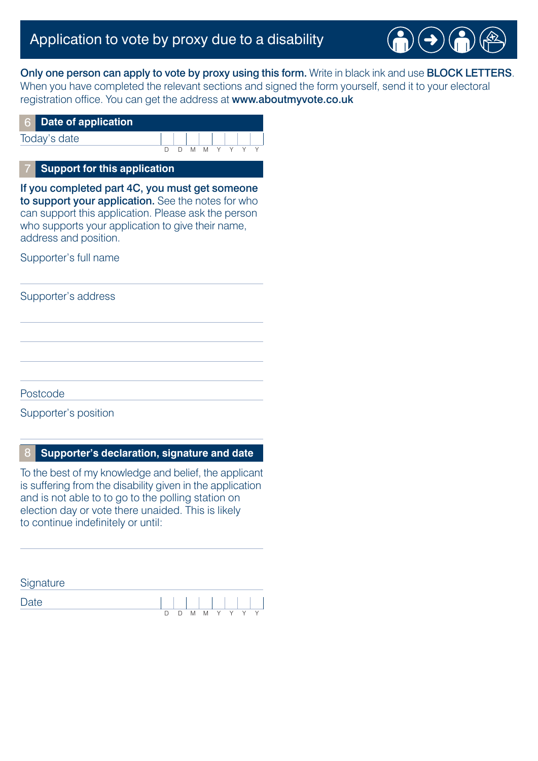# Application to vote by proxy due to a disability

**Only one person can apply to vote by proxy using this form.** Write in black ink and use **BLOCK LETTERS**. When you have completed the relevant sections and signed the form yourself, send it to your electoral registration office. You can get the address at **www.aboutmyvote.co.uk**

## 6 Date of application

Today's date __ __ / __ __ / __ __ __ __ (D D M M Y Y Y Y)

## 7 Support for this application

**If you completed part 4C, you must get someone to support your application.** See the notes for who can support this application. Please ask the person who supports your application to give their name, address and position.

Supporter's full name

Supporter's address

Postcode

Supporter's position

## 8 Supporter's declaration, signature and date

To the best of my knowledge and belief, the applicant is suffering from the disability given in the application and is not able to to go to the polling station on election day or vote there unaided. This is likely to continue indefinitely or until:

Signature

Date __ __ / __ __ / __ __ __ __ (D D M M Y Y Y Y)